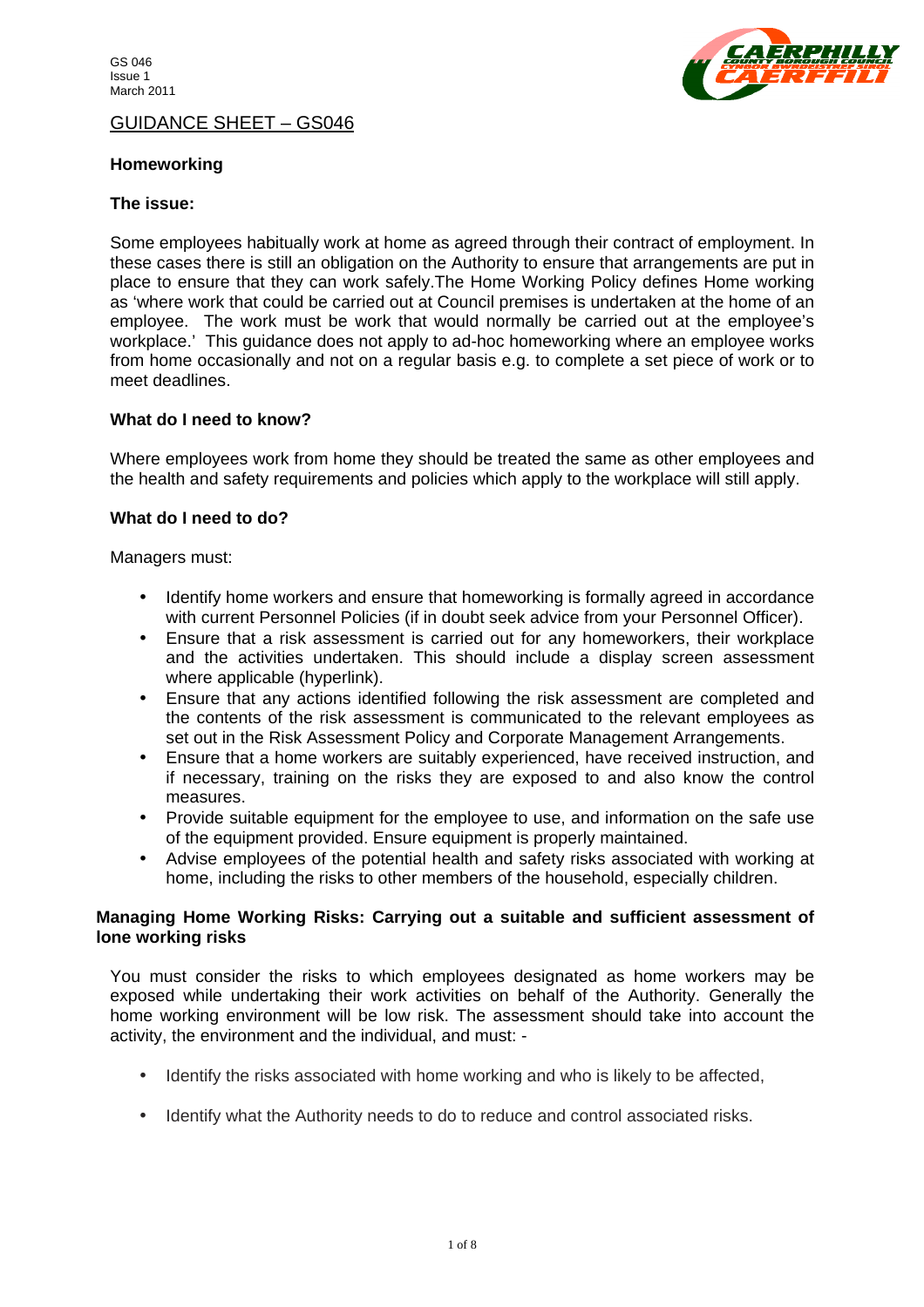GS 046
Issue 1
March 2011

GUIDANCE SHEET – GS046

## Homeworking

### The issue:

Some employees habitually work at home as agreed through their contract of employment. In these cases there is still an obligation on the Authority to ensure that arrangements are put in place to ensure that they can work safely.The Home Working Policy defines Home working as 'where work that could be carried out at Council premises is undertaken at the home of an employee. The work must be work that would normally be carried out at the employee's workplace.' This guidance does not apply to ad-hoc homeworking where an employee works from home occasionally and not on a regular basis e.g. to complete a set piece of work or to meet deadlines.

### What do I need to know?

Where employees work from home they should be treated the same as other employees and the health and safety requirements and policies which apply to the workplace will still apply.

### What do I need to do?

Managers must:

- Identify home workers and ensure that homeworking is formally agreed in accordance with current Personnel Policies (if in doubt seek advice from your Personnel Officer).
- Ensure that a risk assessment is carried out for any homeworkers, their workplace and the activities undertaken. This should include a display screen assessment where applicable (hyperlink).
- Ensure that any actions identified following the risk assessment are completed and the contents of the risk assessment is communicated to the relevant employees as set out in the Risk Assessment Policy and Corporate Management Arrangements.
- Ensure that a home workers are suitably experienced, have received instruction, and if necessary, training on the risks they are exposed to and also know the control measures.
- Provide suitable equipment for the employee to use, and information on the safe use of the equipment provided. Ensure equipment is properly maintained.
- Advise employees of the potential health and safety risks associated with working at home, including the risks to other members of the household, especially children.

### Managing Home Working Risks: Carrying out a suitable and sufficient assessment of lone working risks

You must consider the risks to which employees designated as home workers may be exposed while undertaking their work activities on behalf of the Authority. Generally the home working environment will be low risk. The assessment should take into account the activity, the environment and the individual, and must: -

- Identify the risks associated with home working and who is likely to be affected,
- Identify what the Authority needs to do to reduce and control associated risks.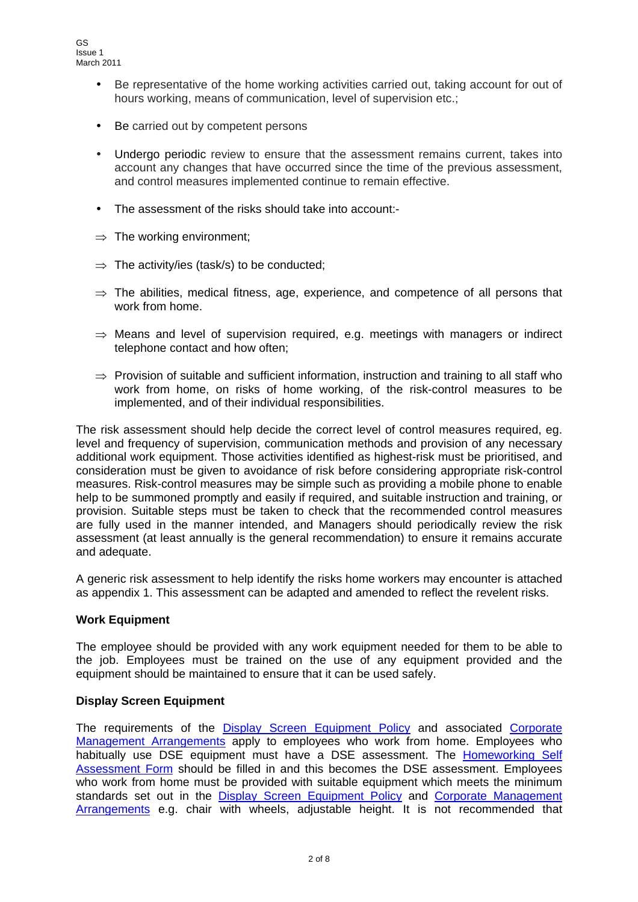- Be representative of the home working activities carried out, taking account for out of hours working, means of communication, level of supervision etc.;
- Be carried out by competent persons
- Undergo periodic review to ensure that the assessment remains current, takes into account any changes that have occurred since the time of the previous assessment, and control measures implemented continue to remain effective.
- The assessment of the risks should take into account:-

⇒ The working environment;

⇒ The activity/ies (task/s) to be conducted;

⇒ The abilities, medical fitness, age, experience, and competence of all persons that work from home.

⇒ Means and level of supervision required, e.g. meetings with managers or indirect telephone contact and how often;

⇒ Provision of suitable and sufficient information, instruction and training to all staff who work from home, on risks of home working, of the risk-control measures to be implemented, and of their individual responsibilities.

The risk assessment should help decide the correct level of control measures required, eg. level and frequency of supervision, communication methods and provision of any necessary additional work equipment. Those activities identified as highest-risk must be prioritised, and consideration must be given to avoidance of risk before considering appropriate risk-control measures. Risk-control measures may be simple such as providing a mobile phone to enable help to be summoned promptly and easily if required, and suitable instruction and training, or provision. Suitable steps must be taken to check that the recommended control measures are fully used in the manner intended, and Managers should periodically review the risk assessment (at least annually is the general recommendation) to ensure it remains accurate and adequate.

A generic risk assessment to help identify the risks home workers may encounter is attached as appendix 1. This assessment can be adapted and amended to reflect the revelent risks.

**Work Equipment**

The employee should be provided with any work equipment needed for them to be able to the job. Employees must be trained on the use of any equipment provided and the equipment should be maintained to ensure that it can be used safely.

**Display Screen Equipment**

The requirements of the Display Screen Equipment Policy and associated Corporate Management Arrangements apply to employees who work from home. Employees who habitually use DSE equipment must have a DSE assessment. The Homeworking Self Assessment Form should be filled in and this becomes the DSE assessment. Employees who work from home must be provided with suitable equipment which meets the minimum standards set out in the Display Screen Equipment Policy and Corporate Management Arrangements e.g. chair with wheels, adjustable height. It is not recommended that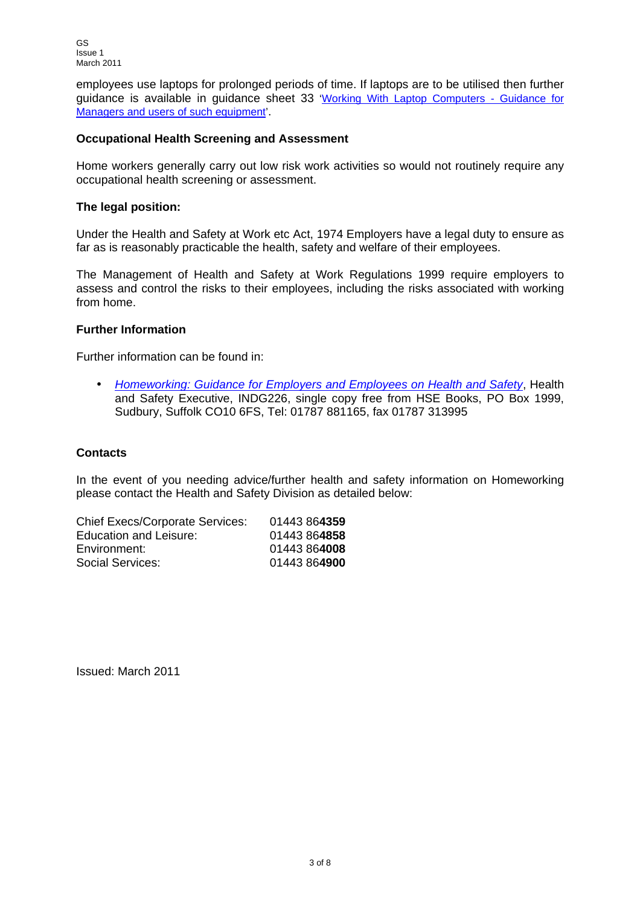employees use laptops for prolonged periods of time. If laptops are to be utilised then further guidance is available in guidance sheet 33 '[Working With Laptop Computers - Guidance for Managers and users of such equipment]'.

**Occupational Health Screening and Assessment**

Home workers generally carry out low risk work activities so would not routinely require any occupational health screening or assessment.

**The legal position:**

Under the Health and Safety at Work etc Act, 1974 Employers have a legal duty to ensure as far as is reasonably practicable the health, safety and welfare of their employees.

The Management of Health and Safety at Work Regulations 1999 require employers to assess and control the risks to their employees, including the risks associated with working from home.

**Further Information**

Further information can be found in:

- *Homeworking: Guidance for Employers and Employees on Health and Safety*, Health and Safety Executive, INDG226, single copy free from HSE Books, PO Box 1999, Sudbury, Suffolk CO10 6FS, Tel: 01787 881165, fax 01787 313995

**Contacts**

In the event of you needing advice/further health and safety information on Homeworking please contact the Health and Safety Division as detailed below:

| | |
|---|---|
| Chief Execs/Corporate Services: | 01443 864**4359** |
| Education and Leisure: | 01443 864**4858** |
| Environment: | 01443 864**4008** |
| Social Services: | 01443 864**4900** |

Issued: March 2011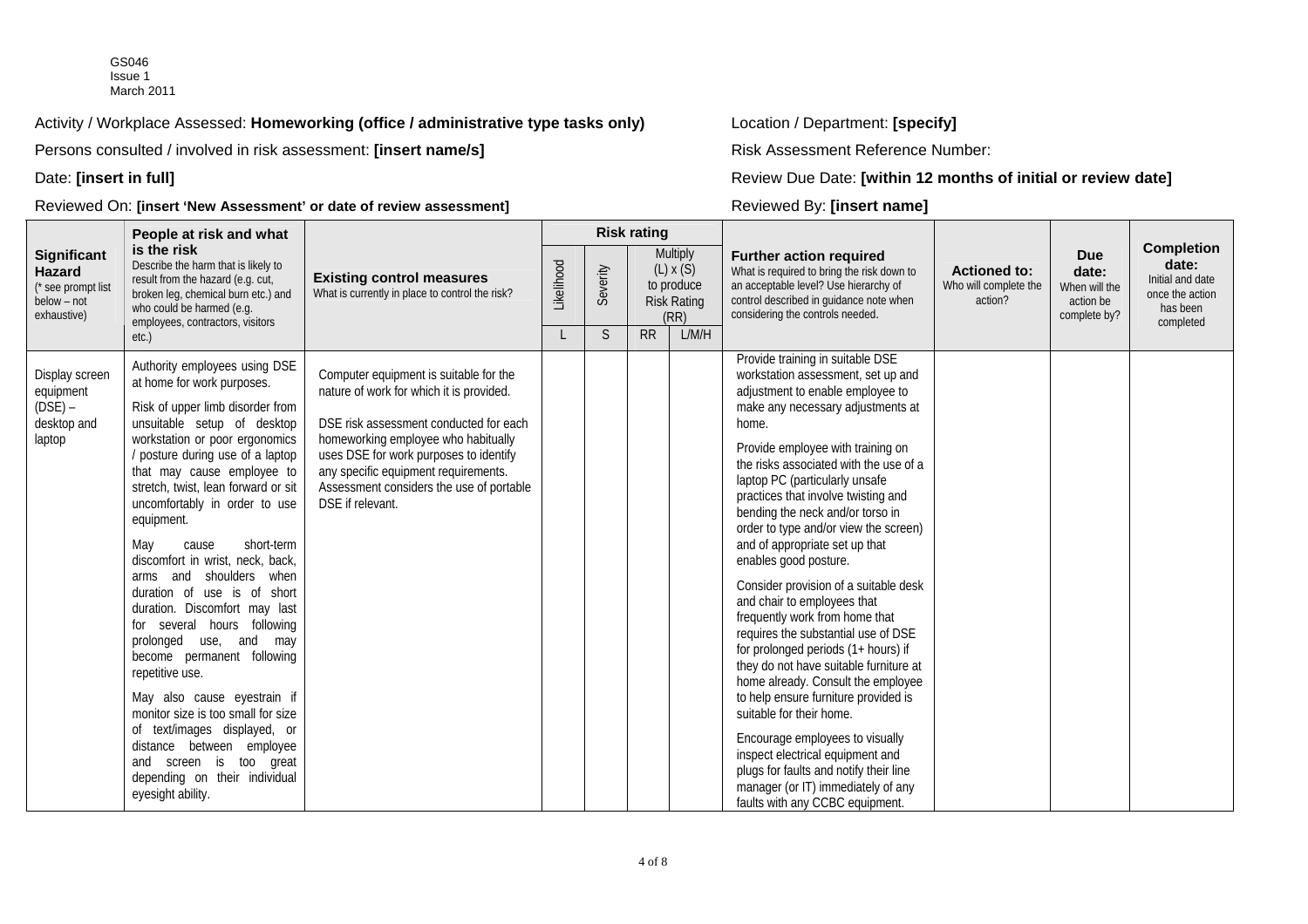GS046
Issue 1
March 2011

Activity / Workplace Assessed: **Homeworking (office / administrative type tasks only)**

Location / Department: **[specify]**

Persons consulted / involved in risk assessment: **[insert name/s]**

Risk Assessment Reference Number:

Date: **[insert in full]**

Review Due Date: **[within 12 months of initial or review date]**

Reviewed On: **[insert 'New Assessment' or date of review assessment]**

Reviewed By: **[insert name]**

| **Significant Hazard** (* see prompt list below – not exhaustive) | **People at risk and what is the risk** Describe the harm that is likely to result from the hazard (e.g. cut, broken leg, chemical burn etc.) and who could be harmed (e.g. employees, contractors, visitors etc.) | **Existing control measures** What is currently in place to control the risk? | **Risk rating** | | | | **Further action required** What is required to bring the risk down to an acceptable level? Use hierarchy of control described in guidance note when considering the controls needed. | **Actioned to:** Who will complete the action? | **Due date:** When will the action be complete by? | **Completion date:** Initial and date once the action has been completed |
|---|---|---|---|---|---|---|---|---|---|---|
| | | | Likelihood | Severity | Multiply (L) x (S) to produce Risk Rating (RR) | | | | | |
| | | | L | S | RR | L/M/H | | | | |
| Display screen equipment (DSE) – desktop and laptop | Authority employees using DSE at home for work purposes.<br><br>Risk of upper limb disorder from unsuitable setup of desktop workstation or poor ergonomics / posture during use of a laptop that may cause employee to stretch, twist, lean forward or sit uncomfortably in order to use equipment.<br><br>May cause short-term discomfort in wrist, neck, back, arms and shoulders when duration of use is of short duration. Discomfort may last for several hours following prolonged use, and may become permanent following repetitive use.<br><br>May also cause eyestrain if monitor size is too small for size of text/images displayed, or distance between employee and screen is too great depending on their individual eyesight ability. | Computer equipment is suitable for the nature of work for which it is provided.<br><br>DSE risk assessment conducted for each homeworking employee who habitually uses DSE for work purposes to identify any specific equipment requirements. Assessment considers the use of portable DSE if relevant. | | | | | Provide training in suitable DSE workstation assessment, set up and adjustment to enable employee to make any necessary adjustments at home.<br><br>Provide employee with training on the risks associated with the use of a laptop PC (particularly unsafe practices that involve twisting and bending the neck and/or torso in order to type and/or view the screen) and of appropriate set up that enables good posture.<br><br>Consider provision of a suitable desk and chair to employees that frequently work from home that requires the substantial use of DSE for prolonged periods (1+ hours) if they do not have suitable furniture at home already. Consult the employee to help ensure furniture provided is suitable for their home.<br><br>Encourage employees to visually inspect electrical equipment and plugs for faults and notify their line manager (or IT) immediately of any faults with any CCBC equipment. | | | |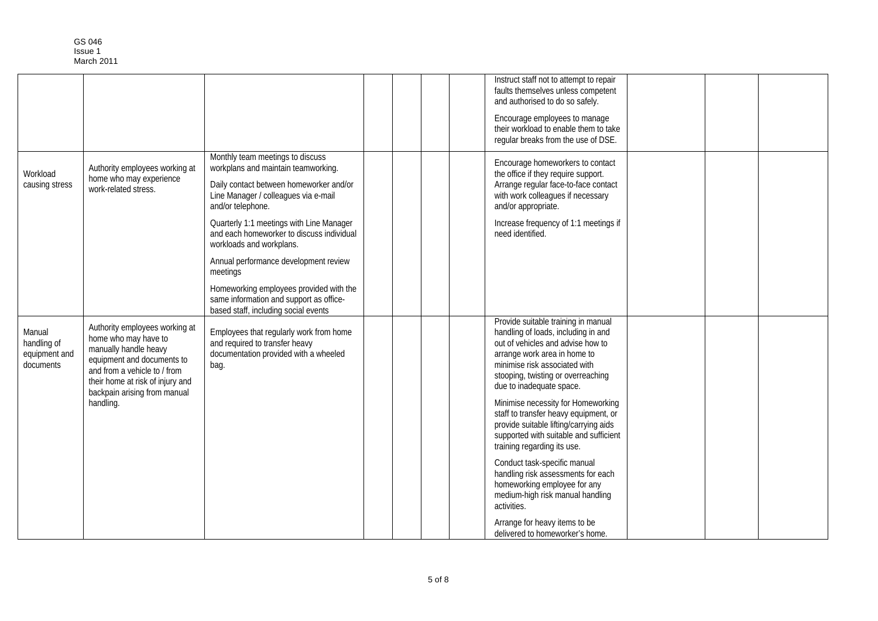| | | | | | | | | | | |
|---|---|---|---|---|---|---|---|---|---|---|
| | | | | | | | Instruct staff not to attempt to repair faults themselves unless competent and authorised to do so safely.<br><br>Encourage employees to manage their workload to enable them to take regular breaks from the use of DSE. | | | |
| Workload causing stress | Authority employees working at home who may experience work-related stress. | Monthly team meetings to discuss workplans and maintain teamworking.<br><br>Daily contact between homeworker and/or Line Manager / colleagues via e-mail and/or telephone.<br><br>Quarterly 1:1 meetings with Line Manager and each homeworker to discuss individual workloads and workplans.<br><br>Annual performance development review meetings<br><br>Homeworking employees provided with the same information and support as office-based staff, including social events | | | | | Encourage homeworkers to contact the office if they require support. Arrange regular face-to-face contact with work colleagues if necessary and/or appropriate.<br><br>Increase frequency of 1:1 meetings if need identified. | | | |
| Manual handling of equipment and documents | Authority employees working at home who may have to manually handle heavy equipment and documents to and from a vehicle to / from their home at risk of injury and backpain arising from manual handling. | Employees that regularly work from home and required to transfer heavy documentation provided with a wheeled bag. | | | | | Provide suitable training in manual handling of loads, including in and out of vehicles and advise how to arrange work area in home to minimise risk associated with stooping, twisting or overreaching due to inadequate space.<br><br>Minimise necessity for Homeworking staff to transfer heavy equipment, or provide suitable lifting/carrying aids supported with suitable and sufficient training regarding its use.<br><br>Conduct task-specific manual handling risk assessments for each homeworking employee for any medium-high risk manual handling activities.<br><br>Arrange for heavy items to be delivered to homeworker's home. | | | |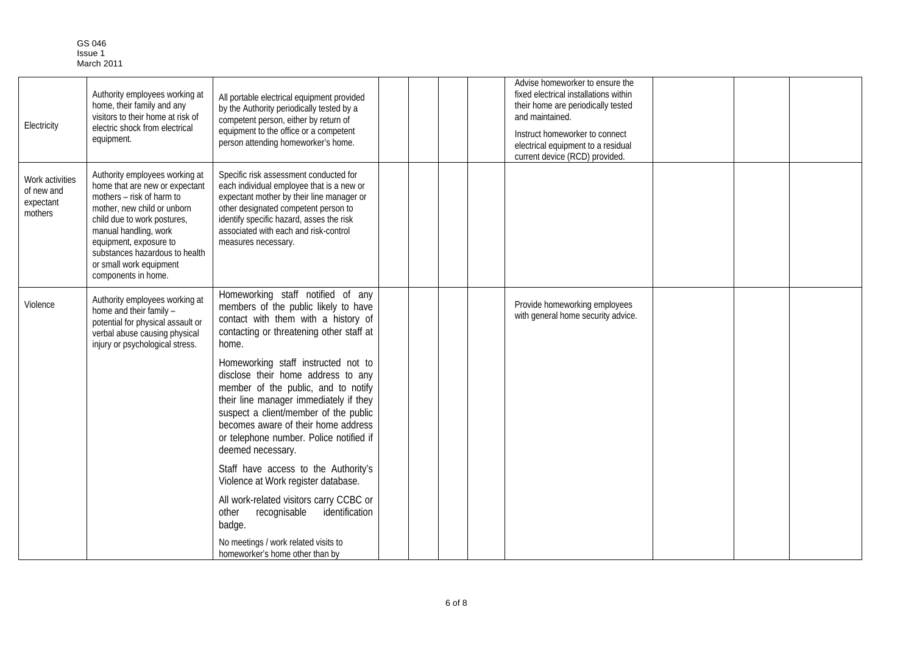| Electricity | Authority employees working at home, their family and any visitors to their home at risk of electric shock from electrical equipment. | All portable electrical equipment provided by the Authority periodically tested by a competent person, either by return of equipment to the office or a competent person attending homeworker's home. | | | | | Advise homeworker to ensure the fixed electrical installations within their home are periodically tested and maintained.<br><br>Instruct homeworker to connect electrical equipment to a residual current device (RCD) provided. | | | |
|---|---|---|---|---|---|---|---|---|---|---|
| Work activities of new and expectant mothers | Authority employees working at home that are new or expectant mothers – risk of harm to mother, new child or unborn child due to work postures, manual handling, work equipment, exposure to substances hazardous to health or small work equipment components in home. | Specific risk assessment conducted for each individual employee that is a new or expectant mother by their line manager or other designated competent person to identify specific hazard, asses the risk associated with each and risk-control measures necessary. | | | | | | | | |
| Violence | Authority employees working at home and their family – potential for physical assault or verbal abuse causing physical injury or psychological stress. | Homeworking staff notified of any members of the public likely to have contact with them with a history of contacting or threatening other staff at home.<br><br>Homeworking staff instructed not to disclose their home address to any member of the public, and to notify their line manager immediately if they suspect a client/member of the public becomes aware of their home address or telephone number. Police notified if deemed necessary.<br><br>Staff have access to the Authority's Violence at Work register database.<br><br>All work-related visitors carry CCBC or other recognisable identification badge.<br><br>No meetings / work related visits to homeworker's home other than by | | | | | Provide homeworking employees with general home security advice. | | | |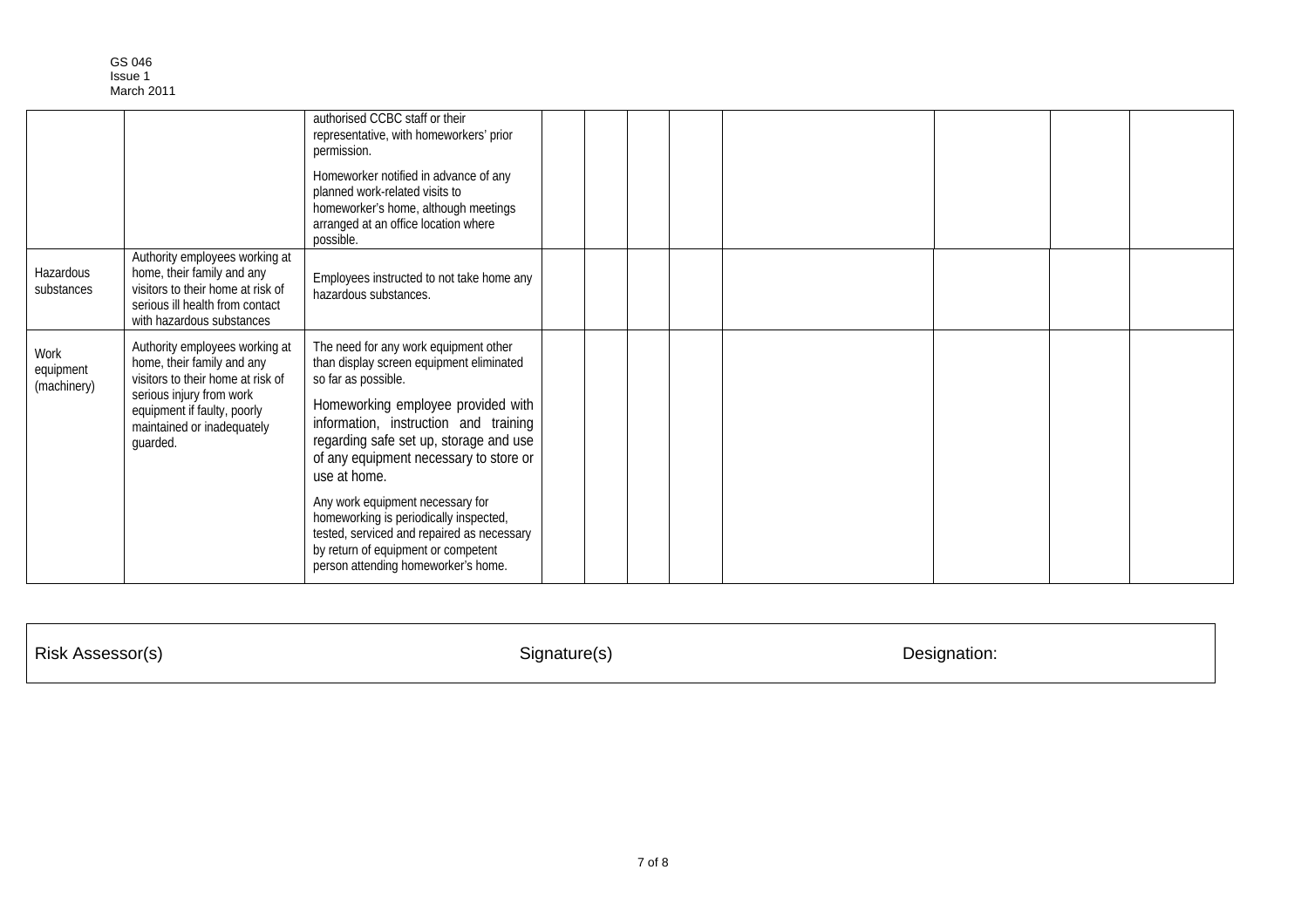| | | | | | | | | | | |
|---|---|---|---|---|---|---|---|---|---|---|
| | | authorised CCBC staff or their representative, with homeworkers' prior permission.<br><br>Homeworker notified in advance of any planned work-related visits to homeworker's home, although meetings arranged at an office location where possible. | | | | | | | | |
| Hazardous substances | Authority employees working at home, their family and any visitors to their home at risk of serious ill health from contact with hazardous substances | Employees instructed to not take home any hazardous substances. | | | | | | | | |
| Work equipment (machinery) | Authority employees working at home, their family and any visitors to their home at risk of serious injury from work equipment if faulty, poorly maintained or inadequately guarded. | The need for any work equipment other than display screen equipment eliminated so far as possible.<br><br>Homeworking employee provided with information, instruction and training regarding safe set up, storage and use of any equipment necessary to store or use at home.<br><br>Any work equipment necessary for homeworking is periodically inspected, tested, serviced and repaired as necessary by return of equipment or competent person attending homeworker's home. | | | | | | | | |

| Risk Assessor(s) | Signature(s) | Designation: |
|---|---|---|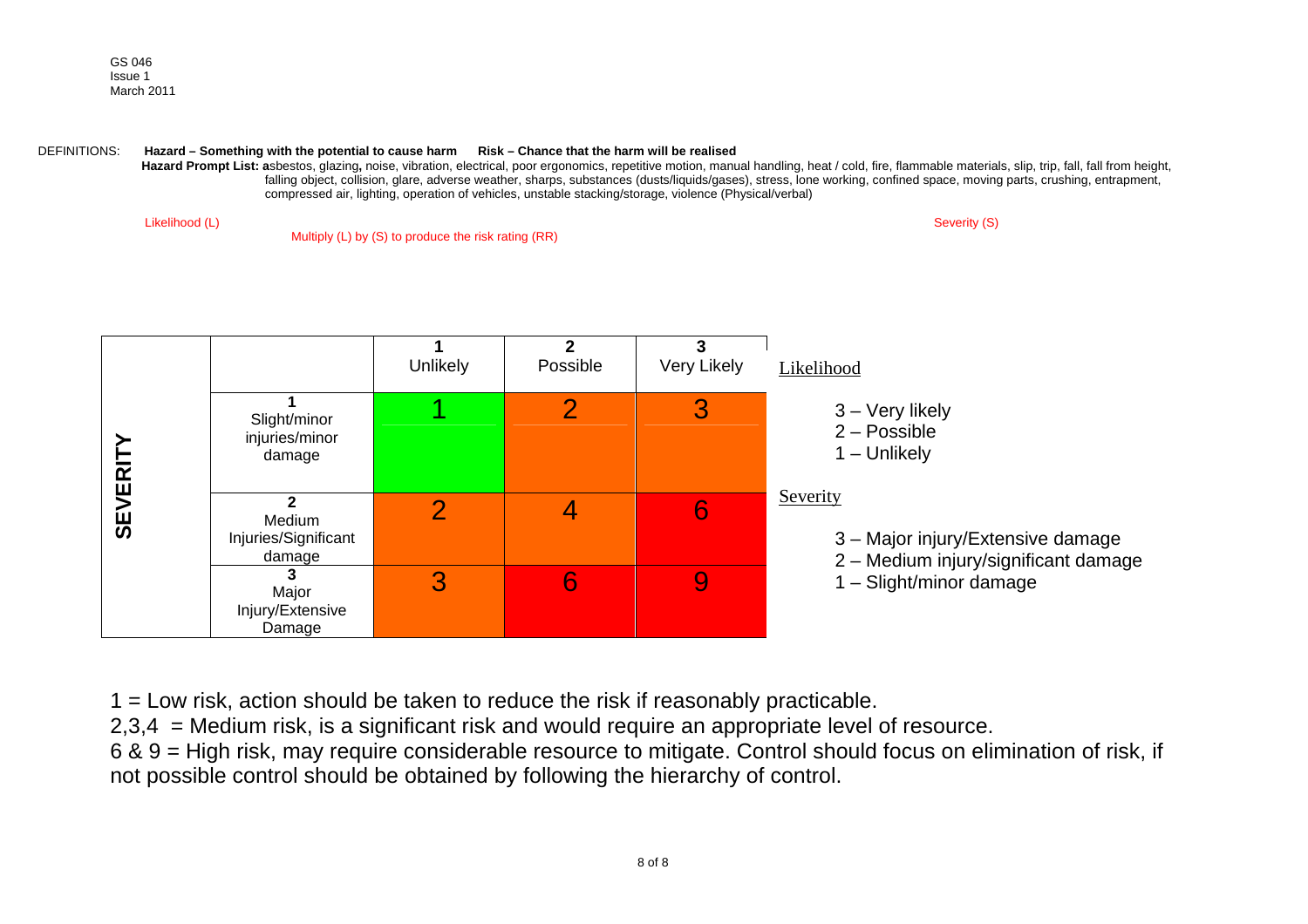GS 046
Issue 1
March 2011

DEFINITIONS: **Hazard – Something with the potential to cause harm** **Risk – Chance that the harm will be realised**

**Hazard Prompt List: a**sbestos, glazing**,** noise, vibration, electrical, poor ergonomics, repetitive motion, manual handling, heat / cold, fire, flammable materials, slip, trip, fall, fall from height, falling object, collision, glare, adverse weather, sharps, substances (dusts/liquids/gases), stress, lone working, confined space, moving parts, crushing, entrapment, compressed air, lighting, operation of vehicles, unstable stacking/storage, violence (Physical/verbal)

Likelihood (L)

Multiply (L) by (S) to produce the risk rating (RR)

Severity (S)

| | | 1 Unlikely | 2 Possible | 3 Very Likely |
|---|---|---|---|---|
| SEVERITY | 1 Slight/minor injuries/minor damage | 1 | 2 | 3 |
| | 2 Medium Injuries/Significant damage | 2 | 4 | 6 |
| | 3 Major Injury/Extensive Damage | 3 | 6 | 9 |

Likelihood

3 – Very likely
2 – Possible
1 – Unlikely

Severity

3 – Major injury/Extensive damage
2 – Medium injury/significant damage
1 – Slight/minor damage

1 = Low risk, action should be taken to reduce the risk if reasonably practicable.

2,3,4 = Medium risk, is a significant risk and would require an appropriate level of resource.

6 & 9 = High risk, may require considerable resource to mitigate. Control should focus on elimination of risk, if not possible control should be obtained by following the hierarchy of control.